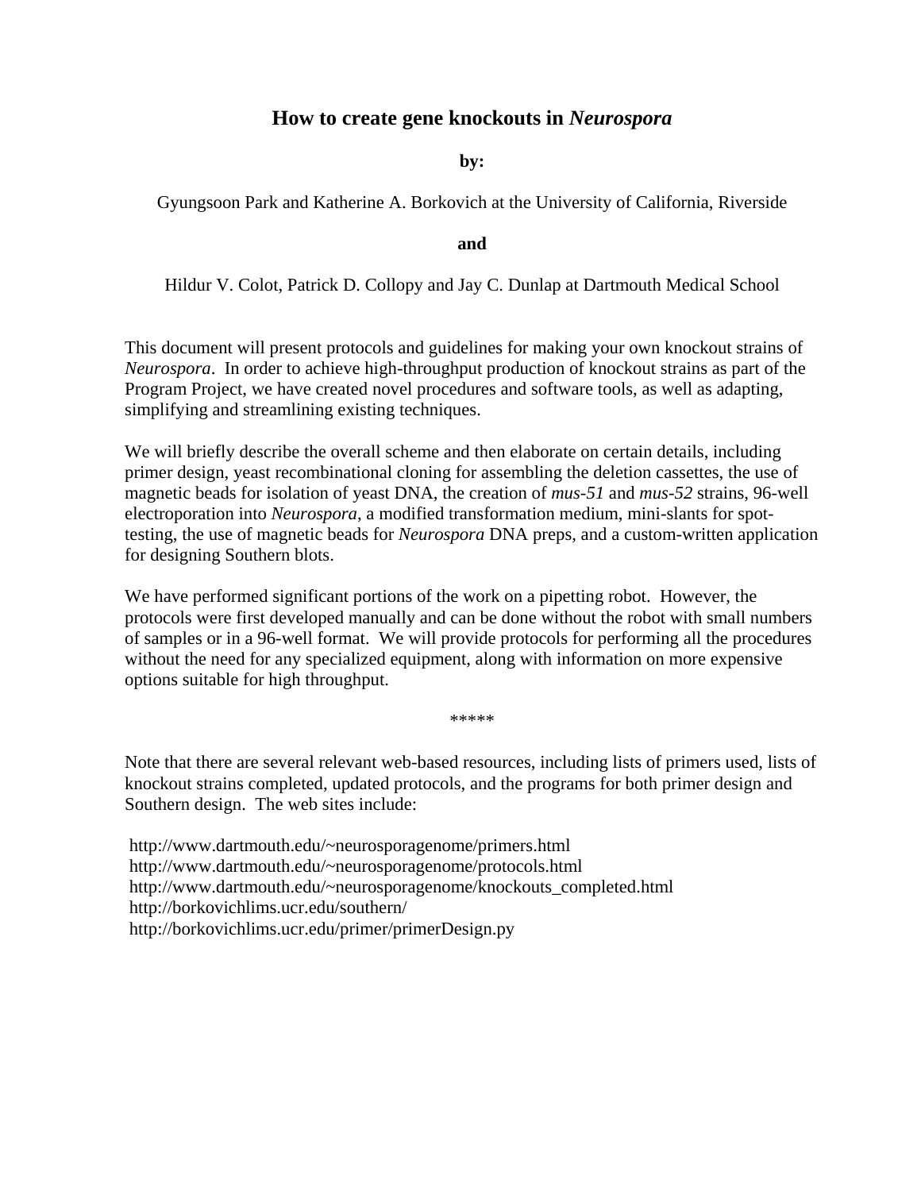# How to create gene knockouts in *Neurospora*

**by:**

Gyungsoon Park and Katherine A. Borkovich at the University of California, Riverside

**and**

Hildur V. Colot, Patrick D. Collopy and Jay C. Dunlap at Dartmouth Medical School

This document will present protocols and guidelines for making your own knockout strains of *Neurospora*. In order to achieve high-throughput production of knockout strains as part of the Program Project, we have created novel procedures and software tools, as well as adapting, simplifying and streamlining existing techniques.

We will briefly describe the overall scheme and then elaborate on certain details, including primer design, yeast recombinational cloning for assembling the deletion cassettes, the use of magnetic beads for isolation of yeast DNA, the creation of *mus-51* and *mus-52* strains, 96-well electroporation into *Neurospora*, a modified transformation medium, mini-slants for spot-testing, the use of magnetic beads for *Neurospora* DNA preps, and a custom-written application for designing Southern blots.

We have performed significant portions of the work on a pipetting robot. However, the protocols were first developed manually and can be done without the robot with small numbers of samples or in a 96-well format. We will provide protocols for performing all the procedures without the need for any specialized equipment, along with information on more expensive options suitable for high throughput.

*****

Note that there are several relevant web-based resources, including lists of primers used, lists of knockout strains completed, updated protocols, and the programs for both primer design and Southern design. The web sites include:

http://www.dartmouth.edu/~neurosporagenome/primers.html
http://www.dartmouth.edu/~neurosporagenome/protocols.html
http://www.dartmouth.edu/~neurosporagenome/knockouts_completed.html
http://borkovichlims.ucr.edu/southern/
http://borkovichlims.ucr.edu/primer/primerDesign.py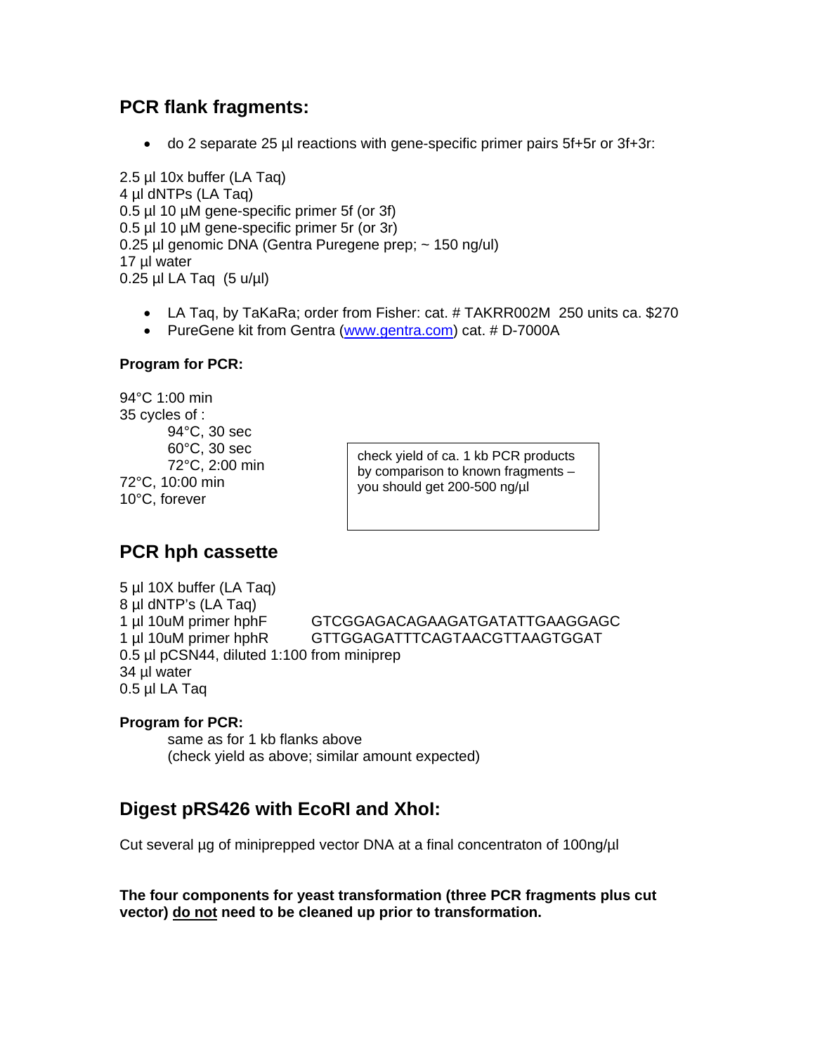## PCR flank fragments:

- do 2 separate 25 µl reactions with gene-specific primer pairs 5f+5r or 3f+3r:

2.5 µl 10x buffer (LA Taq)
4 µl dNTPs (LA Taq)
0.5 µl 10 µM gene-specific primer 5f (or 3f)
0.5 µl 10 µM gene-specific primer 5r (or 3r)
0.25 µl genomic DNA (Gentra Puregene prep; ~ 150 ng/ul)
17 µl water
0.25 µl LA Taq (5 u/µl)

- LA Taq, by TaKaRa; order from Fisher: cat. # TAKRR002M 250 units ca. $270
- PureGene kit from Gentra (www.gentra.com) cat. # D-7000A

**Program for PCR:**

94°C 1:00 min
35 cycles of :
  94°C, 30 sec
  60°C, 30 sec
  72°C, 2:00 min
72°C, 10:00 min
10°C, forever

> check yield of ca. 1 kb PCR products by comparison to known fragments – you should get 200-500 ng/µl

## PCR hph cassette

5 µl 10X buffer (LA Taq)
8 µl dNTP's (LA Taq)
1 µl 10uM primer hphF GTCGGAGACAGAAGATGATATTGAAGGAGC
1 µl 10uM primer hphR GTTGGAGATTTCAGTAACGTTAAGTGGAT
0.5 µl pCSN44, diluted 1:100 from miniprep
34 µl water
0.5 µl LA Taq

**Program for PCR:**

same as for 1 kb flanks above
(check yield as above; similar amount expected)

## Digest pRS426 with EcoRI and XhoI:

Cut several µg of miniprepped vector DNA at a final concentraton of 100ng/µl

**The four components for yeast transformation (three PCR fragments plus cut vector) <u>do not</u> need to be cleaned up prior to transformation.**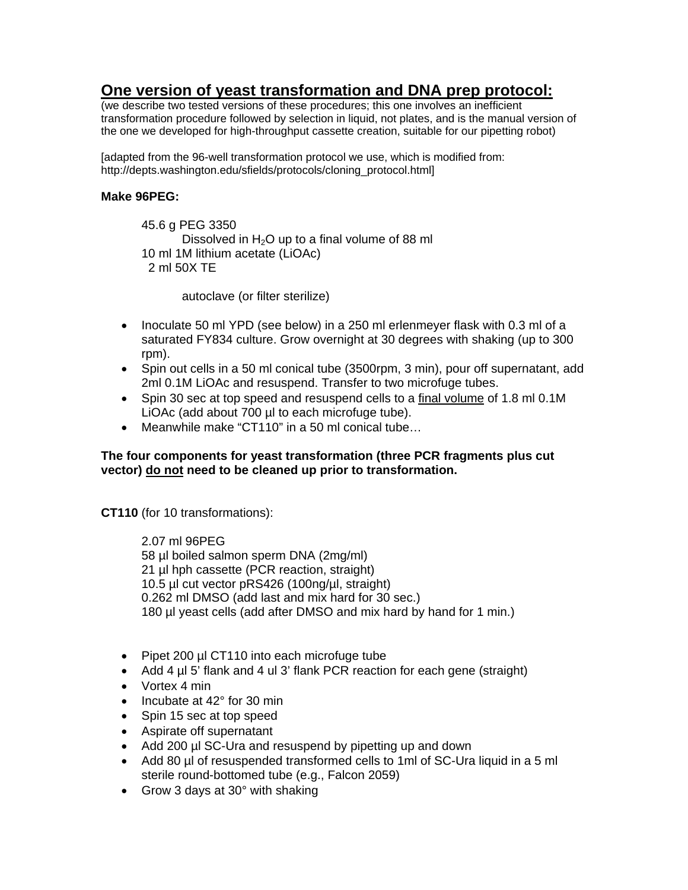## One version of yeast transformation and DNA prep protocol:

(we describe two tested versions of these procedures; this one involves an inefficient transformation procedure followed by selection in liquid, not plates, and is the manual version of the one we developed for high-throughput cassette creation, suitable for our pipetting robot)

[adapted from the 96-well transformation protocol we use, which is modified from: http://depts.washington.edu/sfields/protocols/cloning_protocol.html]

**Make 96PEG:**

45.6 g PEG 3350
  Dissolved in $H_2O$ up to a final volume of 88 ml
10 ml 1M lithium acetate (LiOAc)
2 ml 50X TE

  autoclave (or filter sterilize)

- Inoculate 50 ml YPD (see below) in a 250 ml erlenmeyer flask with 0.3 ml of a saturated FY834 culture. Grow overnight at 30 degrees with shaking (up to 300 rpm).
- Spin out cells in a 50 ml conical tube (3500rpm, 3 min), pour off supernatant, add 2ml 0.1M LiOAc and resuspend. Transfer to two microfuge tubes.
- Spin 30 sec at top speed and resuspend cells to a final volume of 1.8 ml 0.1M LiOAc (add about 700 µl to each microfuge tube).
- Meanwhile make "CT110" in a 50 ml conical tube…

**The four components for yeast transformation (three PCR fragments plus cut vector) do not need to be cleaned up prior to transformation.**

**CT110** (for 10 transformations):

2.07 ml 96PEG
58 µl boiled salmon sperm DNA (2mg/ml)
21 µl hph cassette (PCR reaction, straight)
10.5 µl cut vector pRS426 (100ng/µl, straight)
0.262 ml DMSO (add last and mix hard for 30 sec.)
180 µl yeast cells (add after DMSO and mix hard by hand for 1 min.)

- Pipet 200 µl CT110 into each microfuge tube
- Add 4 µl 5' flank and 4 ul 3' flank PCR reaction for each gene (straight)
- Vortex 4 min
- Incubate at 42° for 30 min
- Spin 15 sec at top speed
- Aspirate off supernatant
- Add 200 µl SC-Ura and resuspend by pipetting up and down
- Add 80 µl of resuspended transformed cells to 1ml of SC-Ura liquid in a 5 ml sterile round-bottomed tube (e.g., Falcon 2059)
- Grow 3 days at 30° with shaking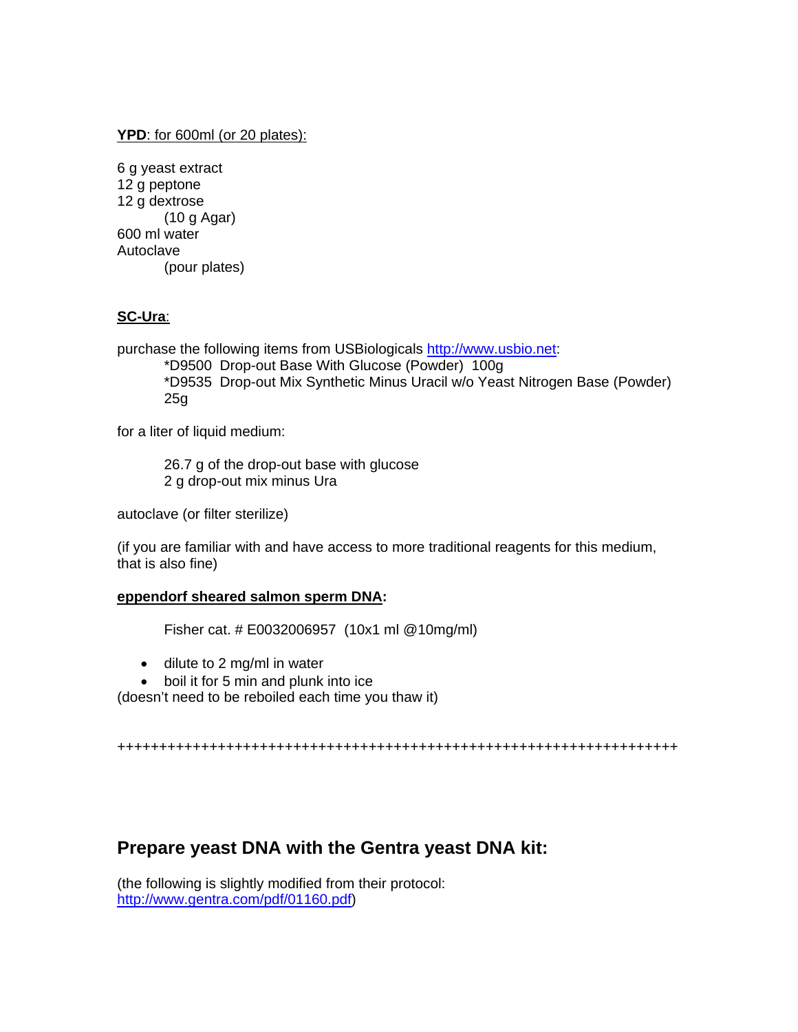**YPD**: for 600ml (or 20 plates):

6 g yeast extract
12 g peptone
12 g dextrose
    (10 g Agar)
600 ml water
Autoclave
    (pour plates)

**SC-Ura**:

purchase the following items from USBiologicals http://www.usbio.net:

*D9500 Drop-out Base With Glucose (Powder) 100g
*D9535 Drop-out Mix Synthetic Minus Uracil w/o Yeast Nitrogen Base (Powder) 25g

for a liter of liquid medium:

26.7 g of the drop-out base with glucose
2 g drop-out mix minus Ura

autoclave (or filter sterilize)

(if you are familiar with and have access to more traditional reagents for this medium, that is also fine)

**eppendorf sheared salmon sperm DNA:**

Fisher cat. # E0032006957 (10x1 ml @10mg/ml)

- dilute to 2 mg/ml in water
- boil it for 5 min and plunk into ice

(doesn't need to be reboiled each time you thaw it)

++++++++++++++++++++++++++++++++++++++++++++++++++++++++++++++++++++++

## Prepare yeast DNA with the Gentra yeast DNA kit:

(the following is slightly modified from their protocol: http://www.gentra.com/pdf/01160.pdf)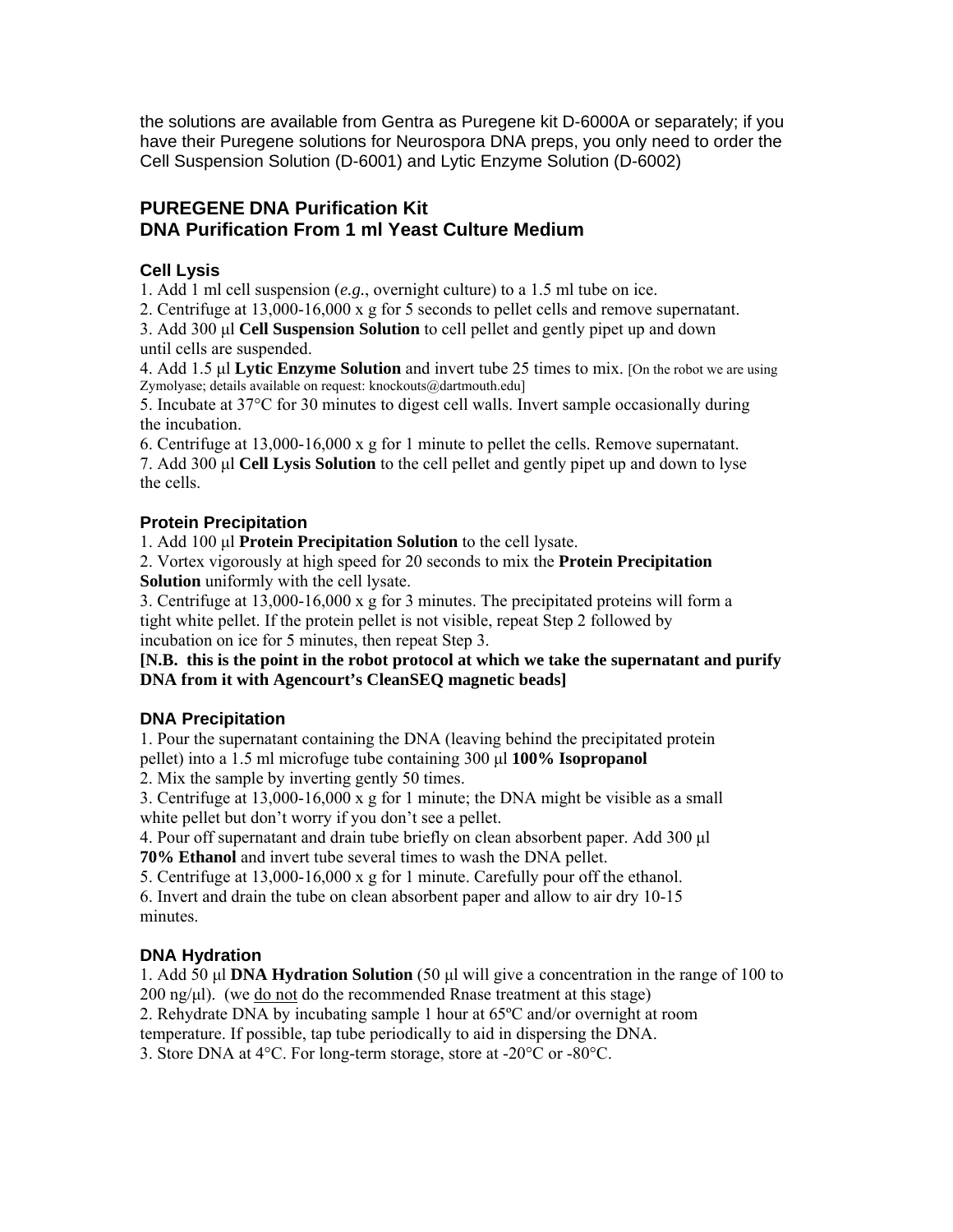the solutions are available from Gentra as Puregene kit D-6000A or separately; if you have their Puregene solutions for Neurospora DNA preps, you only need to order the Cell Suspension Solution (D-6001) and Lytic Enzyme Solution (D-6002)

## PUREGENE DNA Purification Kit
## DNA Purification From 1 ml Yeast Culture Medium

### Cell Lysis

1. Add 1 ml cell suspension (*e.g.*, overnight culture) to a 1.5 ml tube on ice.
2. Centrifuge at 13,000-16,000 x g for 5 seconds to pellet cells and remove supernatant.
3. Add 300 µl **Cell Suspension Solution** to cell pellet and gently pipet up and down until cells are suspended.
4. Add 1.5 µl **Lytic Enzyme Solution** and invert tube 25 times to mix. [On the robot we are using Zymolyase; details available on request: knockouts@dartmouth.edu]
5. Incubate at 37°C for 30 minutes to digest cell walls. Invert sample occasionally during the incubation.
6. Centrifuge at 13,000-16,000 x g for 1 minute to pellet the cells. Remove supernatant.
7. Add 300 µl **Cell Lysis Solution** to the cell pellet and gently pipet up and down to lyse the cells.

### Protein Precipitation

1. Add 100 µl **Protein Precipitation Solution** to the cell lysate.
2. Vortex vigorously at high speed for 20 seconds to mix the **Protein Precipitation Solution** uniformly with the cell lysate.
3. Centrifuge at 13,000-16,000 x g for 3 minutes. The precipitated proteins will form a tight white pellet. If the protein pellet is not visible, repeat Step 2 followed by incubation on ice for 5 minutes, then repeat Step 3.

**[N.B. this is the point in the robot protocol at which we take the supernatant and purify DNA from it with Agencourt's CleanSEQ magnetic beads]**

### DNA Precipitation

1. Pour the supernatant containing the DNA (leaving behind the precipitated protein pellet) into a 1.5 ml microfuge tube containing 300 µl **100% Isopropanol**
2. Mix the sample by inverting gently 50 times.
3. Centrifuge at 13,000-16,000 x g for 1 minute; the DNA might be visible as a small white pellet but don't worry if you don't see a pellet.
4. Pour off supernatant and drain tube briefly on clean absorbent paper. Add 300 µl **70% Ethanol** and invert tube several times to wash the DNA pellet.
5. Centrifuge at 13,000-16,000 x g for 1 minute. Carefully pour off the ethanol.
6. Invert and drain the tube on clean absorbent paper and allow to air dry 10-15 minutes.

### DNA Hydration

1. Add 50 µl **DNA Hydration Solution** (50 µl will give a concentration in the range of 100 to 200 ng/µl). (we do not do the recommended Rnase treatment at this stage)
2. Rehydrate DNA by incubating sample 1 hour at 65ºC and/or overnight at room temperature. If possible, tap tube periodically to aid in dispersing the DNA.
3. Store DNA at 4°C. For long-term storage, store at -20°C or -80°C.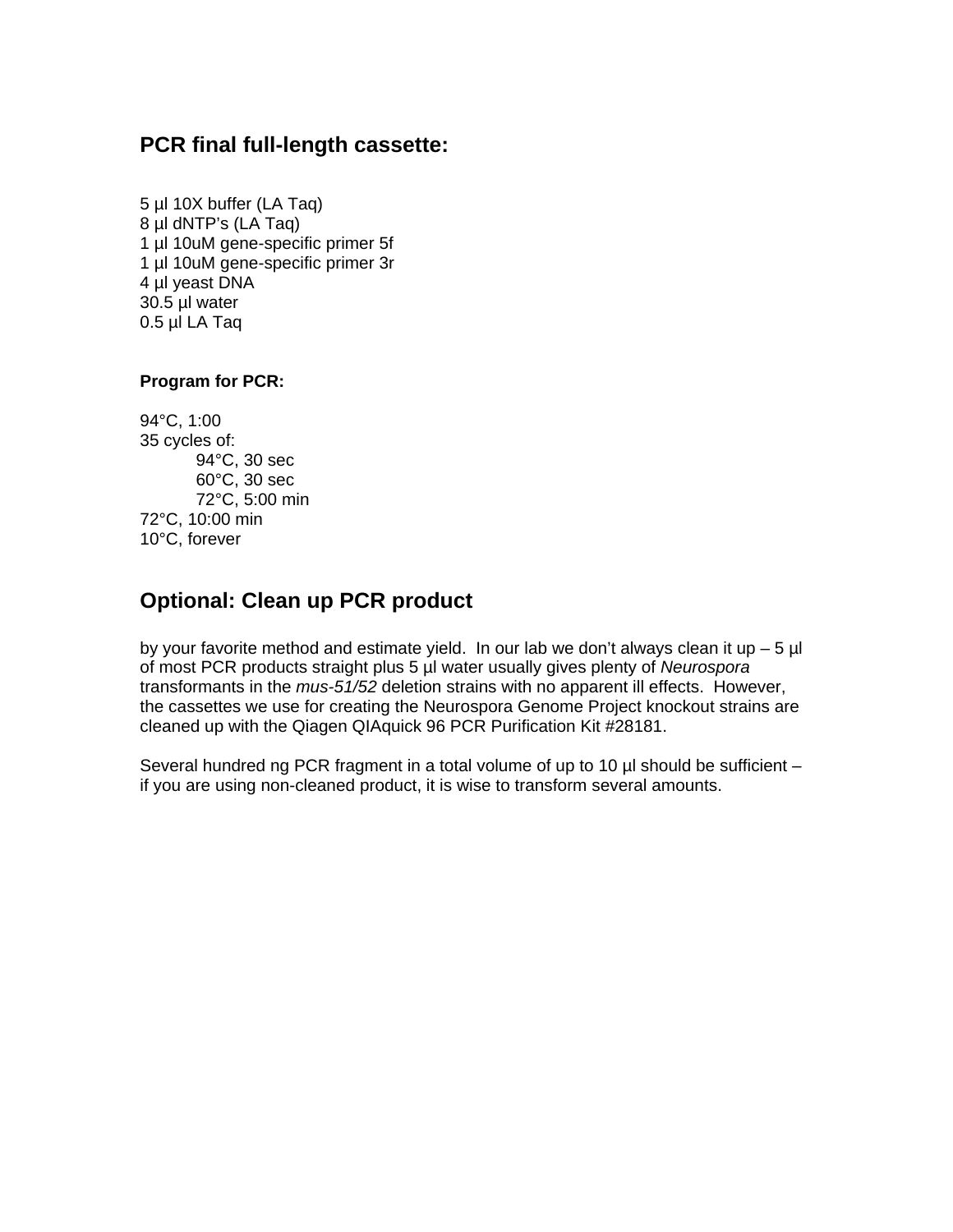## PCR final full-length cassette:

5 µl 10X buffer (LA Taq)
8 µl dNTP's (LA Taq)
1 µl 10uM gene-specific primer 5f
1 µl 10uM gene-specific primer 3r
4 µl yeast DNA
30.5 µl water
0.5 µl LA Taq

### Program for PCR:

94°C, 1:00
35 cycles of:
  94°C, 30 sec
  60°C, 30 sec
  72°C, 5:00 min
72°C, 10:00 min
10°C, forever

## Optional: Clean up PCR product

by your favorite method and estimate yield. In our lab we don't always clean it up – 5 µl of most PCR products straight plus 5 µl water usually gives plenty of *Neurospora* transformants in the *mus-51/52* deletion strains with no apparent ill effects. However, the cassettes we use for creating the Neurospora Genome Project knockout strains are cleaned up with the Qiagen QIAquick 96 PCR Purification Kit #28181.

Several hundred ng PCR fragment in a total volume of up to 10 µl should be sufficient – if you are using non-cleaned product, it is wise to transform several amounts.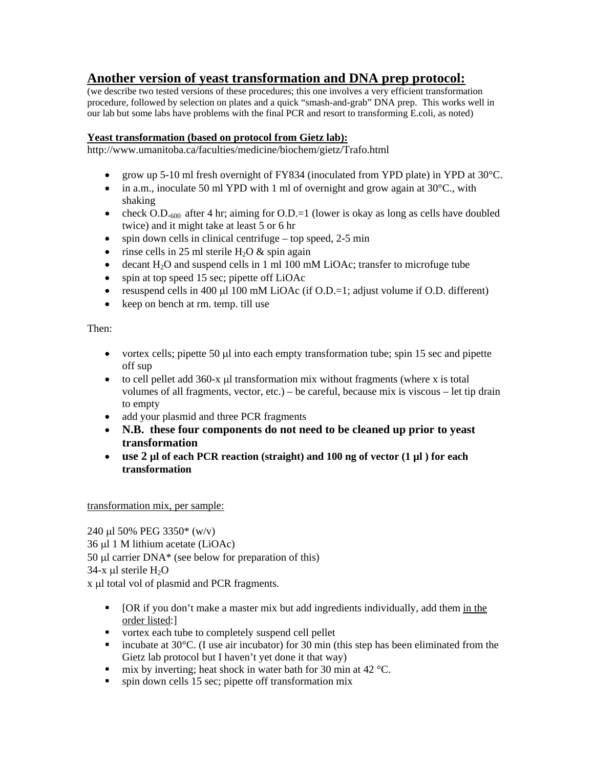## Another version of yeast transformation and DNA prep protocol:

(we describe two tested versions of these procedures; this one involves a very efficient transformation procedure, followed by selection on plates and a quick "smash-and-grab" DNA prep. This works well in our lab but some labs have problems with the final PCR and resort to transforming E.coli, as noted)

**Yeast transformation (based on protocol from Gietz lab):**

http://www.umanitoba.ca/faculties/medicine/biochem/gietz/Trafo.html

- grow up 5-10 ml fresh overnight of FY834 (inoculated from YPD plate) in YPD at 30°C.
- in a.m., inoculate 50 ml YPD with 1 ml of overnight and grow again at 30°C., with shaking
- check $O.D._{600}$ after 4 hr; aiming for O.D.=1 (lower is okay as long as cells have doubled twice) and it might take at least 5 or 6 hr
- spin down cells in clinical centrifuge – top speed, 2-5 min
- rinse cells in 25 ml sterile $H_2O$ & spin again
- decant $H_2O$ and suspend cells in 1 ml 100 mM LiOAc; transfer to microfuge tube
- spin at top speed 15 sec; pipette off LiOAc
- resuspend cells in 400 μl 100 mM LiOAc (if O.D.=1; adjust volume if O.D. different)
- keep on bench at rm. temp. till use

Then:

- vortex cells; pipette 50 μl into each empty transformation tube; spin 15 sec and pipette off sup
- to cell pellet add 360-x μl transformation mix without fragments (where x is total volumes of all fragments, vector, etc.) – be careful, because mix is viscous – let tip drain to empty
- add your plasmid and three PCR fragments
- **N.B. these four components do not need to be cleaned up prior to yeast transformation**
- **use 2 μl of each PCR reaction (straight) and 100 ng of vector (1 μl ) for each transformation**

transformation mix, per sample:

240 μl 50% PEG 3350* (w/v)
36 μl 1 M lithium acetate (LiOAc)
50 μl carrier DNA* (see below for preparation of this)
34-x μl sterile $H_2O$
x μl total vol of plasmid and PCR fragments.

- [OR if you don't make a master mix but add ingredients individually, add them in the order listed:]
- vortex each tube to completely suspend cell pellet
- incubate at 30°C. (I use air incubator) for 30 min (this step has been eliminated from the Gietz lab protocol but I haven't yet done it that way)
- mix by inverting; heat shock in water bath for 30 min at 42 °C.
- spin down cells 15 sec; pipette off transformation mix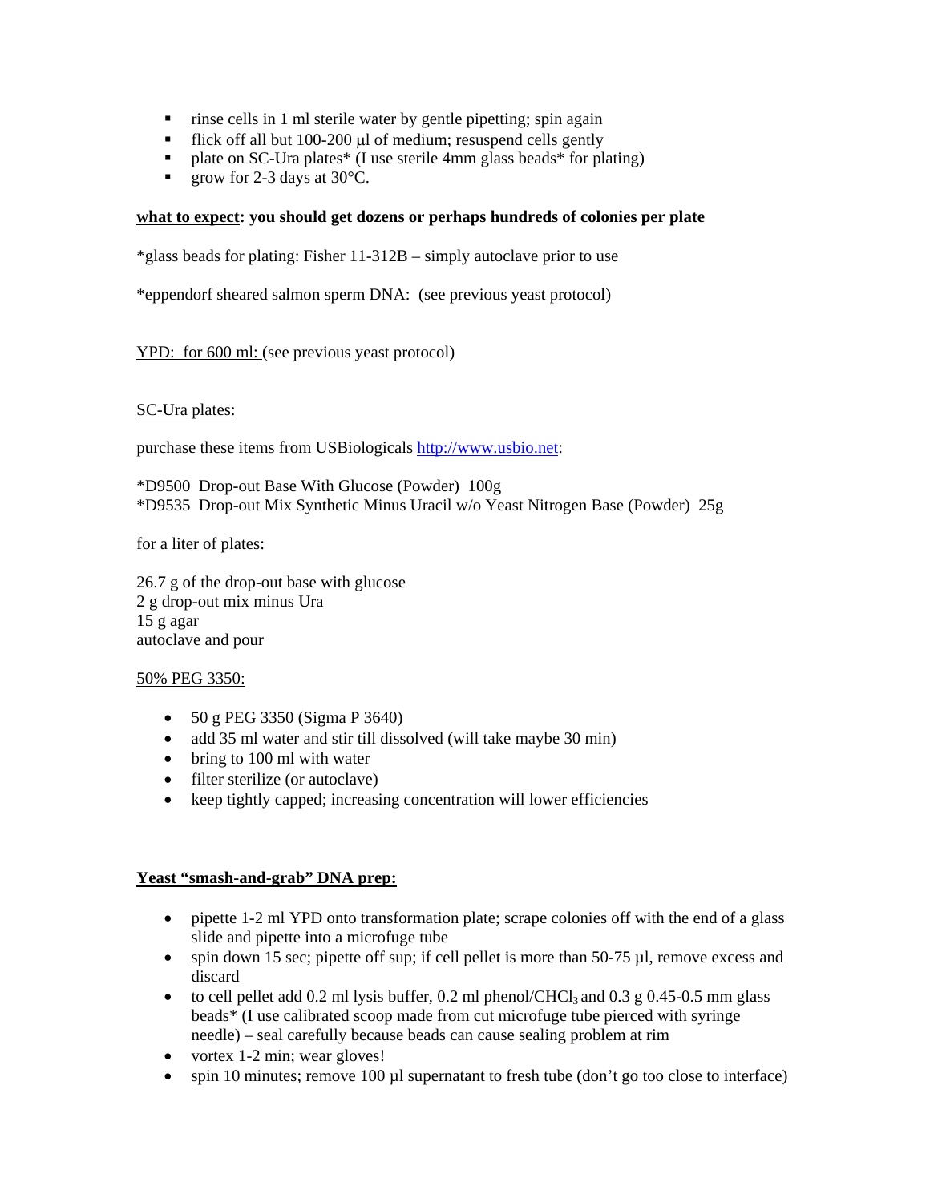- rinse cells in 1 ml sterile water by <u>gentle</u> pipetting; spin again
- flick off all but 100-200 µl of medium; resuspend cells gently
- plate on SC-Ura plates* (I use sterile 4mm glass beads* for plating)
- grow for 2-3 days at 30°C.

**<u>what to expect</u>: you should get dozens or perhaps hundreds of colonies per plate**

*glass beads for plating: Fisher 11-312B – simply autoclave prior to use

*eppendorf sheared salmon sperm DNA: (see previous yeast protocol)

<u>YPD: for 600 ml: </u>(see previous yeast protocol)

<u>SC-Ura plates:</u>

purchase these items from USBiologicals [http://www.usbio.net](http://www.usbio.net):

*D9500 Drop-out Base With Glucose (Powder) 100g
*D9535 Drop-out Mix Synthetic Minus Uracil w/o Yeast Nitrogen Base (Powder) 25g

for a liter of plates:

26.7 g of the drop-out base with glucose
2 g drop-out mix minus Ura
15 g agar
autoclave and pour

<u>50% PEG 3350:</u>

- 50 g PEG 3350 (Sigma P 3640)
- add 35 ml water and stir till dissolved (will take maybe 30 min)
- bring to 100 ml with water
- filter sterilize (or autoclave)
- keep tightly capped; increasing concentration will lower efficiencies

**<u>Yeast "smash-and-grab" DNA prep:</u>**

- pipette 1-2 ml YPD onto transformation plate; scrape colonies off with the end of a glass slide and pipette into a microfuge tube
- spin down 15 sec; pipette off sup; if cell pellet is more than 50-75 µl, remove excess and discard
- to cell pellet add 0.2 ml lysis buffer, 0.2 ml phenol/$CHCl_3$ and 0.3 g 0.45-0.5 mm glass beads* (I use calibrated scoop made from cut microfuge tube pierced with syringe needle) – seal carefully because beads can cause sealing problem at rim
- vortex 1-2 min; wear gloves!
- spin 10 minutes; remove 100 µl supernatant to fresh tube (don't go too close to interface)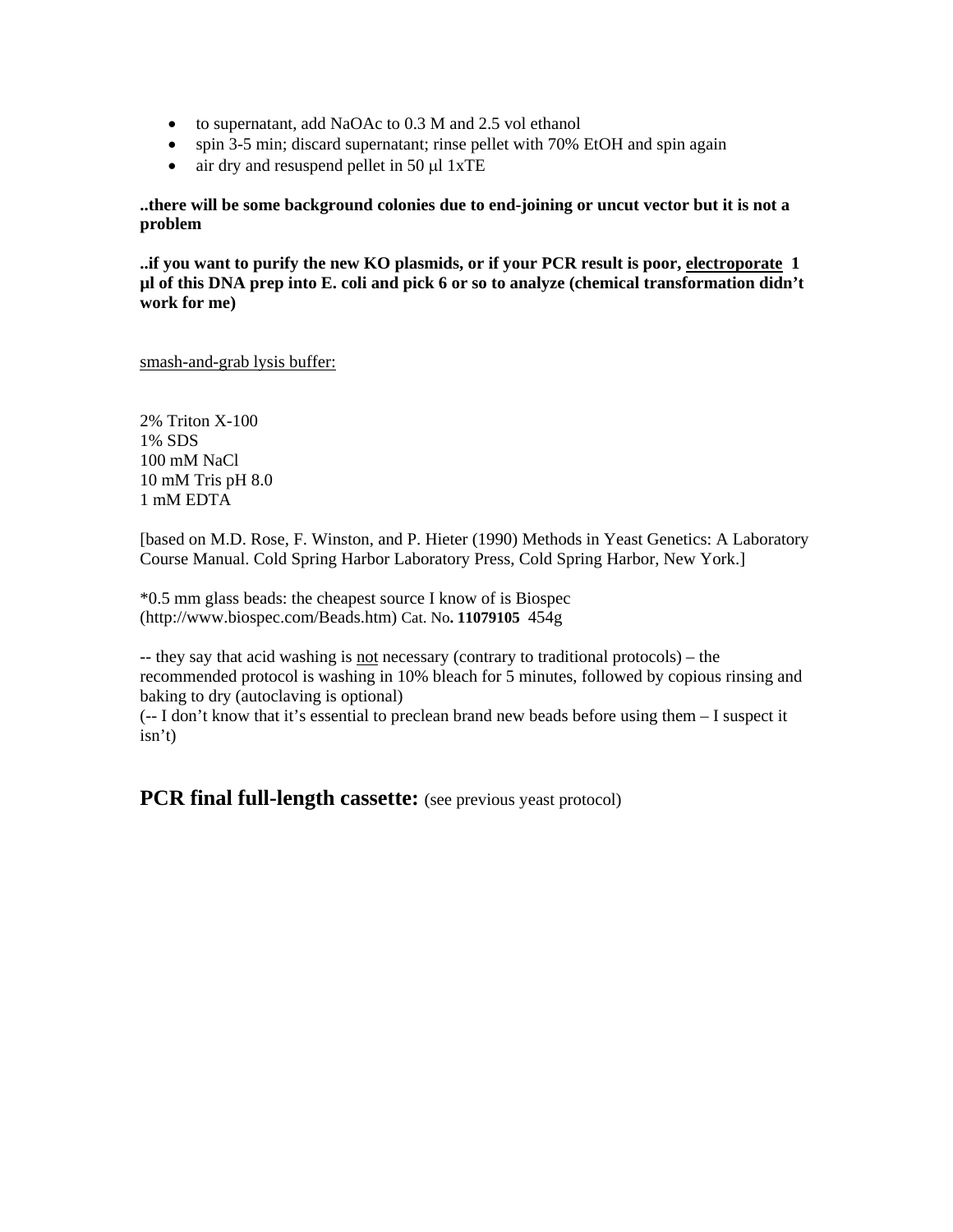- to supernatant, add NaOAc to 0.3 M and 2.5 vol ethanol
- spin 3-5 min; discard supernatant; rinse pellet with 70% EtOH and spin again
- air dry and resuspend pellet in 50 μl 1xTE

**..there will be some background colonies due to end-joining or uncut vector but it is not a problem**

**..if you want to purify the new KO plasmids, or if your PCR result is poor, <u>electroporate</u> 1 μl of this DNA prep into E. coli and pick 6 or so to analyze (chemical transformation didn't work for me)**

<u>smash-and-grab lysis buffer:</u>

2% Triton X-100  
1% SDS  
100 mM NaCl  
10 mM Tris pH 8.0  
1 mM EDTA

[based on M.D. Rose, F. Winston, and P. Hieter (1990) Methods in Yeast Genetics: A Laboratory Course Manual. Cold Spring Harbor Laboratory Press, Cold Spring Harbor, New York.]

*0.5 mm glass beads: the cheapest source I know of is Biospec (http://www.biospec.com/Beads.htm) Cat. No**. 11079105** 454g

-- they say that acid washing is <u>not</u> necessary (contrary to traditional protocols) – the recommended protocol is washing in 10% bleach for 5 minutes, followed by copious rinsing and baking to dry (autoclaving is optional)  
(-- I don't know that it's essential to preclean brand new beads before using them – I suspect it isn't)

## PCR final full-length cassette: (see previous yeast protocol)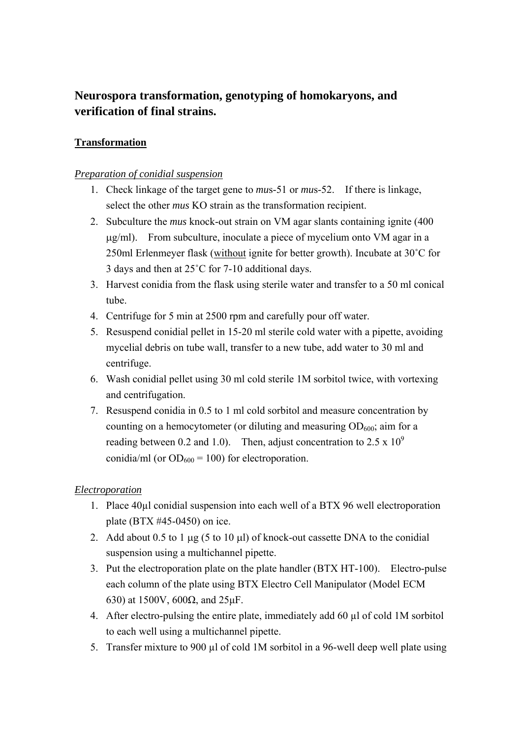## **Neurospora transformation, genotyping of homokaryons, and verification of final strains.**

### **Transformation**

*Preparation of conidial suspension*

1. Check linkage of the target gene to *mus*-51 or *mus*-52. If there is linkage, select the other *mus* KO strain as the transformation recipient.
2. Subculture the *mus* knock-out strain on VM agar slants containing ignite (400 μg/ml). From subculture, inoculate a piece of mycelium onto VM agar in a 250ml Erlenmeyer flask (without ignite for better growth). Incubate at 30˚C for 3 days and then at 25˚C for 7-10 additional days.
3. Harvest conidia from the flask using sterile water and transfer to a 50 ml conical tube.
4. Centrifuge for 5 min at 2500 rpm and carefully pour off water.
5. Resuspend conidial pellet in 15-20 ml sterile cold water with a pipette, avoiding mycelial debris on tube wall, transfer to a new tube, add water to 30 ml and centrifuge.
6. Wash conidial pellet using 30 ml cold sterile 1M sorbitol twice, with vortexing and centrifugation.
7. Resuspend conidia in 0.5 to 1 ml cold sorbitol and measure concentration by counting on a hemocytometer (or diluting and measuring $OD_{600}$; aim for a reading between 0.2 and 1.0). Then, adjust concentration to $2.5 \times 10^9$ conidia/ml (or $OD_{600} = 100$) for electroporation.

*Electroporation*

1. Place 40μl conidial suspension into each well of a BTX 96 well electroporation plate (BTX #45-0450) on ice.
2. Add about 0.5 to 1 μg (5 to 10 μl) of knock-out cassette DNA to the conidial suspension using a multichannel pipette.
3. Put the electroporation plate on the plate handler (BTX HT-100). Electro-pulse each column of the plate using BTX Electro Cell Manipulator (Model ECM 630) at 1500V, 600Ω, and 25μF.
4. After electro-pulsing the entire plate, immediately add 60 μl of cold 1M sorbitol to each well using a multichannel pipette.
5. Transfer mixture to 900 μl of cold 1M sorbitol in a 96-well deep well plate using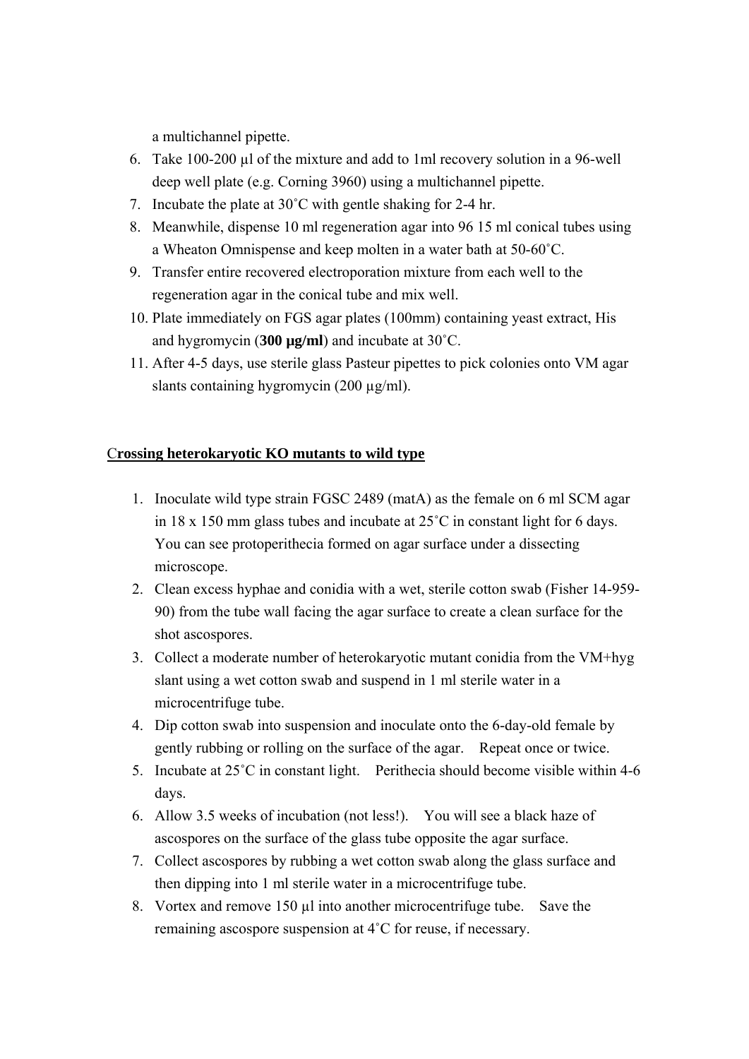a multichannel pipette.

6. Take 100-200 µl of the mixture and add to 1ml recovery solution in a 96-well deep well plate (e.g. Corning 3960) using a multichannel pipette.
7. Incubate the plate at 30˚C with gentle shaking for 2-4 hr.
8. Meanwhile, dispense 10 ml regeneration agar into 96 15 ml conical tubes using a Wheaton Omnispense and keep molten in a water bath at 50-60˚C.
9. Transfer entire recovered electroporation mixture from each well to the regeneration agar in the conical tube and mix well.
10. Plate immediately on FGS agar plates (100mm) containing yeast extract, His and hygromycin (**300 µg/ml**) and incubate at 30˚C.
11. After 4-5 days, use sterile glass Pasteur pipettes to pick colonies onto VM agar slants containing hygromycin (200 µg/ml).

## Crossing heterokaryotic KO mutants to wild type

1. Inoculate wild type strain FGSC 2489 (matA) as the female on 6 ml SCM agar in 18 x 150 mm glass tubes and incubate at 25˚C in constant light for 6 days. You can see protoperithecia formed on agar surface under a dissecting microscope.
2. Clean excess hyphae and conidia with a wet, sterile cotton swab (Fisher 14-959-90) from the tube wall facing the agar surface to create a clean surface for the shot ascospores.
3. Collect a moderate number of heterokaryotic mutant conidia from the VM+hyg slant using a wet cotton swab and suspend in 1 ml sterile water in a microcentrifuge tube.
4. Dip cotton swab into suspension and inoculate onto the 6-day-old female by gently rubbing or rolling on the surface of the agar. Repeat once or twice.
5. Incubate at 25˚C in constant light. Perithecia should become visible within 4-6 days.
6. Allow 3.5 weeks of incubation (not less!). You will see a black haze of ascospores on the surface of the glass tube opposite the agar surface.
7. Collect ascospores by rubbing a wet cotton swab along the glass surface and then dipping into 1 ml sterile water in a microcentrifuge tube.
8. Vortex and remove 150 µl into another microcentrifuge tube. Save the remaining ascospore suspension at 4˚C for reuse, if necessary.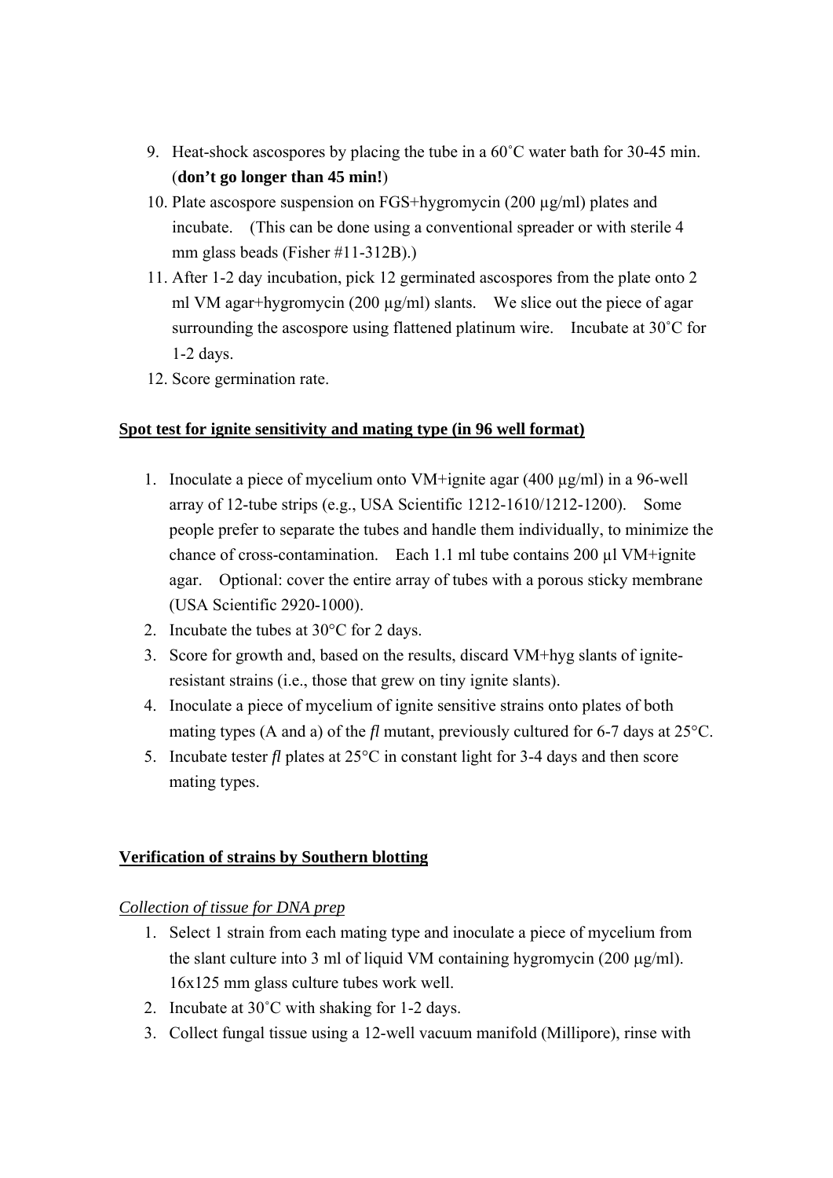9. Heat-shock ascospores by placing the tube in a 60˚C water bath for 30-45 min. (**don't go longer than 45 min!**)
10. Plate ascospore suspension on FGS+hygromycin (200 µg/ml) plates and incubate. (This can be done using a conventional spreader or with sterile 4 mm glass beads (Fisher #11-312B).)
11. After 1-2 day incubation, pick 12 germinated ascospores from the plate onto 2 ml VM agar+hygromycin (200 µg/ml) slants. We slice out the piece of agar surrounding the ascospore using flattened platinum wire. Incubate at 30˚C for 1-2 days.
12. Score germination rate.

## Spot test for ignite sensitivity and mating type (in 96 well format)

1. Inoculate a piece of mycelium onto VM+ignite agar (400 µg/ml) in a 96-well array of 12-tube strips (e.g., USA Scientific 1212-1610/1212-1200). Some people prefer to separate the tubes and handle them individually, to minimize the chance of cross-contamination. Each 1.1 ml tube contains 200 µl VM+ignite agar. Optional: cover the entire array of tubes with a porous sticky membrane (USA Scientific 2920-1000).
2. Incubate the tubes at 30°C for 2 days.
3. Score for growth and, based on the results, discard VM+hyg slants of ignite-resistant strains (i.e., those that grew on tiny ignite slants).
4. Inoculate a piece of mycelium of ignite sensitive strains onto plates of both mating types (A and a) of the *fl* mutant, previously cultured for 6-7 days at 25°C.
5. Incubate tester *fl* plates at 25°C in constant light for 3-4 days and then score mating types.

## Verification of strains by Southern blotting

### *Collection of tissue for DNA prep*

1. Select 1 strain from each mating type and inoculate a piece of mycelium from the slant culture into 3 ml of liquid VM containing hygromycin (200 µg/ml). 16x125 mm glass culture tubes work well.
2. Incubate at 30˚C with shaking for 1-2 days.
3. Collect fungal tissue using a 12-well vacuum manifold (Millipore), rinse with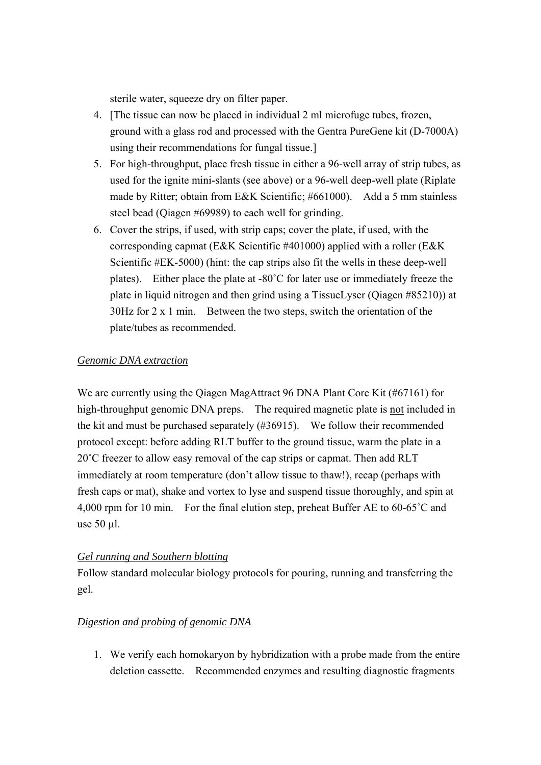sterile water, squeeze dry on filter paper.

4. [The tissue can now be placed in individual 2 ml microfuge tubes, frozen, ground with a glass rod and processed with the Gentra PureGene kit (D-7000A) using their recommendations for fungal tissue.]
5. For high-throughput, place fresh tissue in either a 96-well array of strip tubes, as used for the ignite mini-slants (see above) or a 96-well deep-well plate (Riplate made by Ritter; obtain from E&K Scientific; #661000). Add a 5 mm stainless steel bead (Qiagen #69989) to each well for grinding.
6. Cover the strips, if used, with strip caps; cover the plate, if used, with the corresponding capmat (E&K Scientific #401000) applied with a roller (E&K Scientific #EK-5000) (hint: the cap strips also fit the wells in these deep-well plates). Either place the plate at -80˚C for later use or immediately freeze the plate in liquid nitrogen and then grind using a TissueLyser (Qiagen #85210)) at 30Hz for 2 x 1 min. Between the two steps, switch the orientation of the plate/tubes as recommended.

*Genomic DNA extraction*

We are currently using the Qiagen MagAttract 96 DNA Plant Core Kit (#67161) for high-throughput genomic DNA preps. The required magnetic plate is not included in the kit and must be purchased separately (#36915). We follow their recommended protocol except: before adding RLT buffer to the ground tissue, warm the plate in a 20˚C freezer to allow easy removal of the cap strips or capmat. Then add RLT immediately at room temperature (don't allow tissue to thaw!), recap (perhaps with fresh caps or mat), shake and vortex to lyse and suspend tissue thoroughly, and spin at 4,000 rpm for 10 min. For the final elution step, preheat Buffer AE to 60-65˚C and use 50 μl.

*Gel running and Southern blotting*

Follow standard molecular biology protocols for pouring, running and transferring the gel.

*Digestion and probing of genomic DNA*

1. We verify each homokaryon by hybridization with a probe made from the entire deletion cassette. Recommended enzymes and resulting diagnostic fragments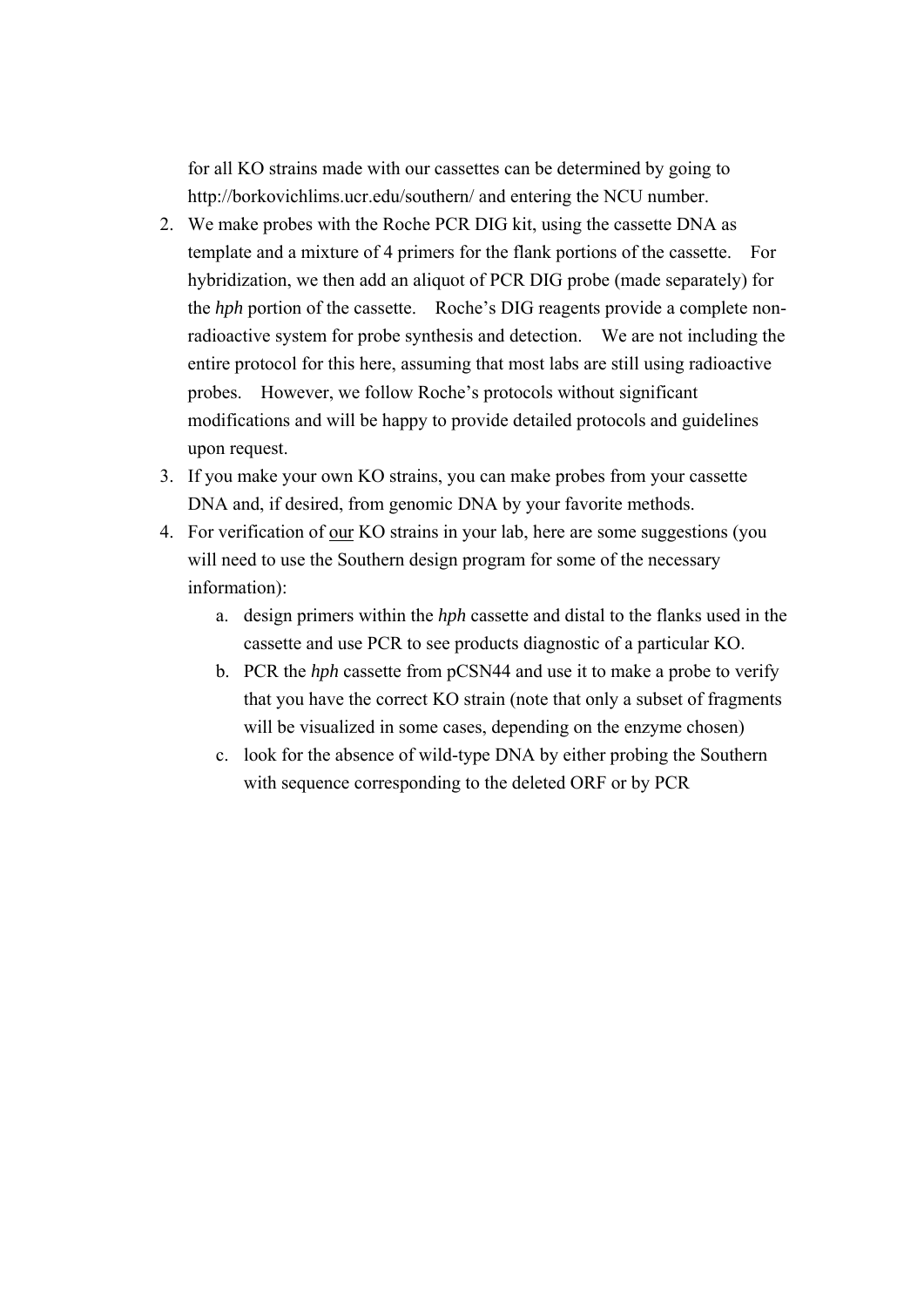for all KO strains made with our cassettes can be determined by going to http://borkovichlims.ucr.edu/southern/ and entering the NCU number.

2. We make probes with the Roche PCR DIG kit, using the cassette DNA as template and a mixture of 4 primers for the flank portions of the cassette. For hybridization, we then add an aliquot of PCR DIG probe (made separately) for the *hph* portion of the cassette. Roche's DIG reagents provide a complete non-radioactive system for probe synthesis and detection. We are not including the entire protocol for this here, assuming that most labs are still using radioactive probes. However, we follow Roche's protocols without significant modifications and will be happy to provide detailed protocols and guidelines upon request.
3. If you make your own KO strains, you can make probes from your cassette DNA and, if desired, from genomic DNA by your favorite methods.
4. For verification of <u>our</u> KO strains in your lab, here are some suggestions (you will need to use the Southern design program for some of the necessary information):
    a. design primers within the *hph* cassette and distal to the flanks used in the cassette and use PCR to see products diagnostic of a particular KO.
    b. PCR the *hph* cassette from pCSN44 and use it to make a probe to verify that you have the correct KO strain (note that only a subset of fragments will be visualized in some cases, depending on the enzyme chosen)
    c. look for the absence of wild-type DNA by either probing the Southern with sequence corresponding to the deleted ORF or by PCR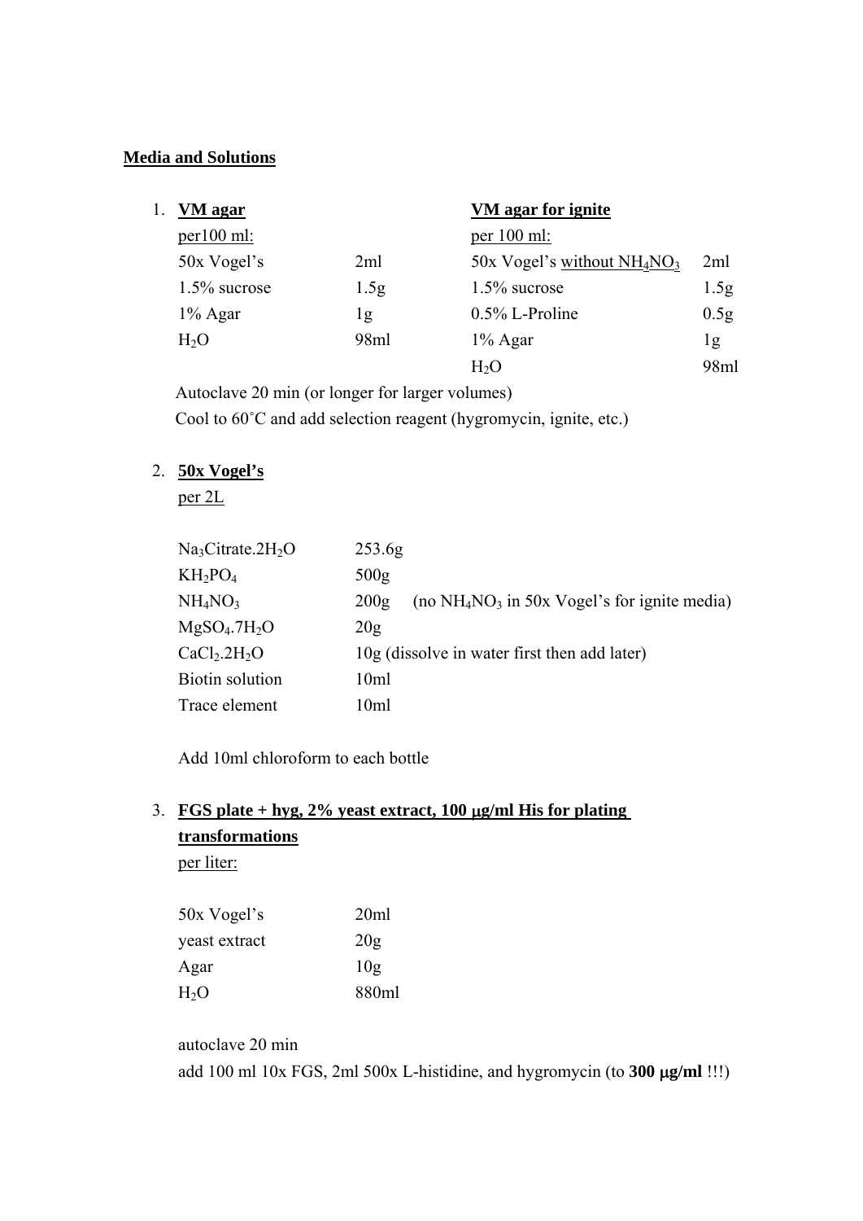**Media and Solutions**

1. **VM agar**

per100 ml:

| | |
|---|---|
| 50x Vogel's | 2ml |
| 1.5% sucrose | 1.5g |
| 1% Agar | 1g |
| $H_2O$ | 98ml |

**VM agar for ignite**

per 100 ml:

| | |
|---|---|
| 50x Vogel's without $NH_4NO_3$ | 2ml |
| 1.5% sucrose | 1.5g |
| 0.5% L-Proline | 0.5g |
| 1% Agar | 1g |
| $H_2O$ | 98ml |

Autoclave 20 min (or longer for larger volumes)

Cool to 60˚C and add selection reagent (hygromycin, ignite, etc.)

2. **50x Vogel's**

per 2L

| | |
|---|---|
| $Na_3Citrate.2H_2O$ | 253.6g |
| $KH_2PO_4$ | 500g |
| $NH_4NO_3$ | 200g (no $NH_4NO_3$ in 50x Vogel's for ignite media) |
| $MgSO_4.7H_2O$ | 20g |
| $CaCl_2.2H_2O$ | 10g (dissolve in water first then add later) |
| Biotin solution | 10ml |
| Trace element | 10ml |

Add 10ml chloroform to each bottle

3. **FGS plate + hyg, 2% yeast extract, 100 μg/ml His for plating transformations**

per liter:

| | |
|---|---|
| 50x Vogel's | 20ml |
| yeast extract | 20g |
| Agar | 10g |
| $H_2O$ | 880ml |

autoclave 20 min

add 100 ml 10x FGS, 2ml 500x L-histidine, and hygromycin (to **300 μg/ml** !!!)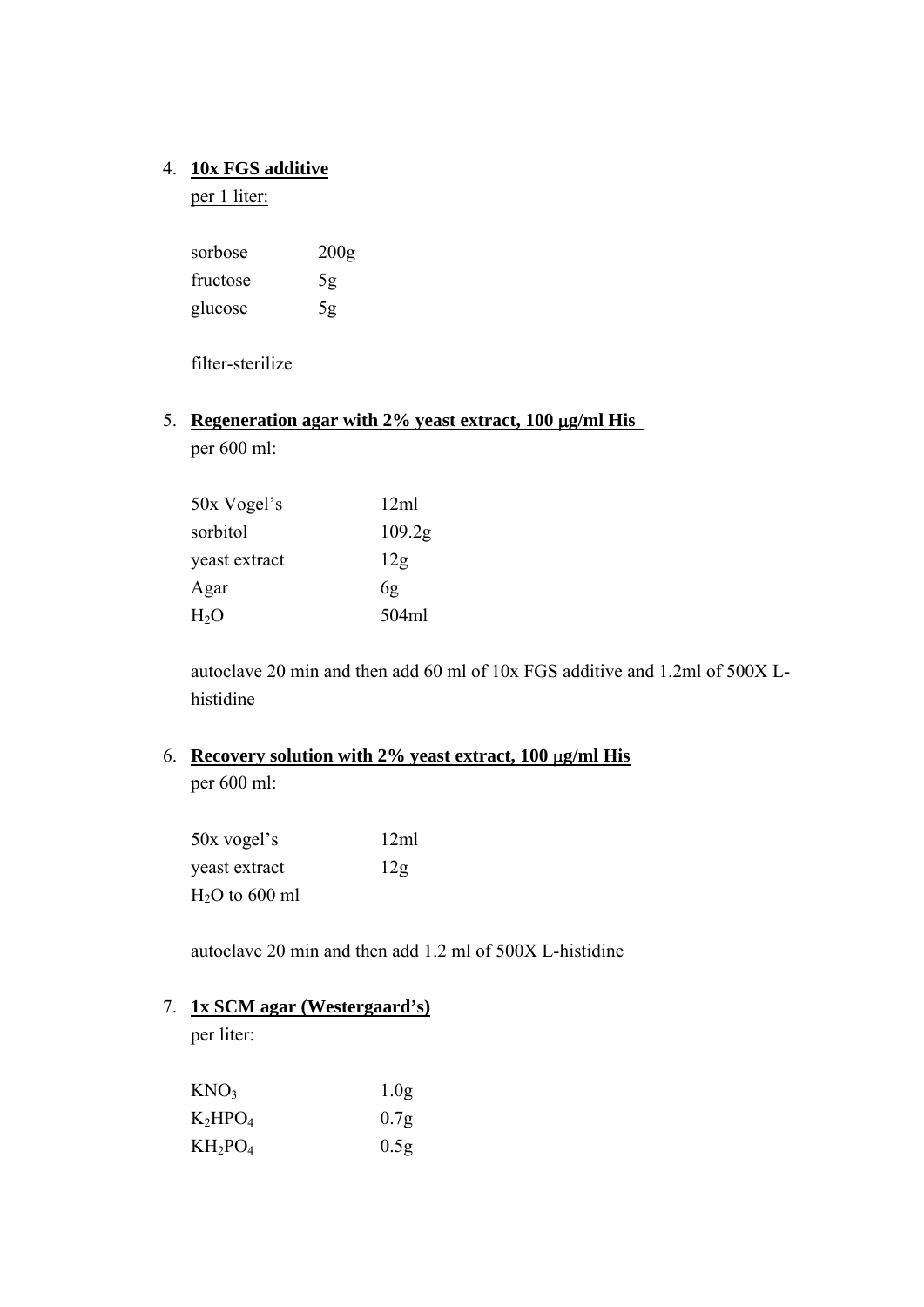4. **10x FGS additive**

   per 1 liter:

   | | |
   |---|---|
   | sorbose | 200g |
   | fructose | 5g |
   | glucose | 5g |

   filter-sterilize

5. **Regeneration agar with 2% yeast extract, 100 μg/ml His**

   per 600 ml:

   | | |
   |---|---|
   | 50x Vogel's | 12ml |
   | sorbitol | 109.2g |
   | yeast extract | 12g |
   | Agar | 6g |
   | $H_2O$ | 504ml |

   autoclave 20 min and then add 60 ml of 10x FGS additive and 1.2ml of 500X L-histidine

6. **Recovery solution with 2% yeast extract, 100 μg/ml His**

   per 600 ml:

   | | |
   |---|---|
   | 50x vogel's | 12ml |
   | yeast extract | 12g |
   | $H_2O$ to 600 ml | |

   autoclave 20 min and then add 1.2 ml of 500X L-histidine

7. **1x SCM agar (Westergaard's)**

   per liter:

   | | |
   |---|---|
   | $KNO_3$ | 1.0g |
   | $K_2HPO_4$ | 0.7g |
   | $KH_2PO_4$ | 0.5g |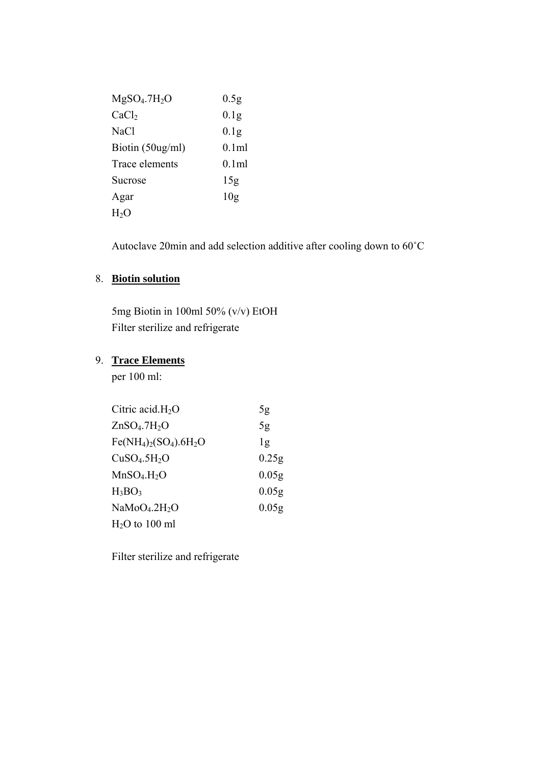| | |
|---|---|
| $MgSO_4.7H_2O$ | 0.5g |
| $CaCl_2$ | 0.1g |
| NaCl | 0.1g |
| Biotin (50ug/ml) | 0.1ml |
| Trace elements | 0.1ml |
| Sucrose | 15g |
| Agar | 10g |
| $H_2O$ | |

Autoclave 20min and add selection additive after cooling down to 60˚C

8. **Biotin solution**

   5mg Biotin in 100ml 50% (v/v) EtOH
   Filter sterilize and refrigerate

9. **Trace Elements**

   per 100 ml:

| | |
|---|---|
| Citric acid.$H_2O$ | 5g |
| $ZnSO_4.7H_2O$ | 5g |
| $Fe(NH_4)_2(SO_4).6H_2O$ | 1g |
| $CuSO_4.5H_2O$ | 0.25g |
| $MnSO_4.H_2O$ | 0.05g |
| $H_3BO_3$ | 0.05g |
| $NaMoO_4.2H_2O$ | 0.05g |
| $H_2O$ to 100 ml | |

Filter sterilize and refrigerate